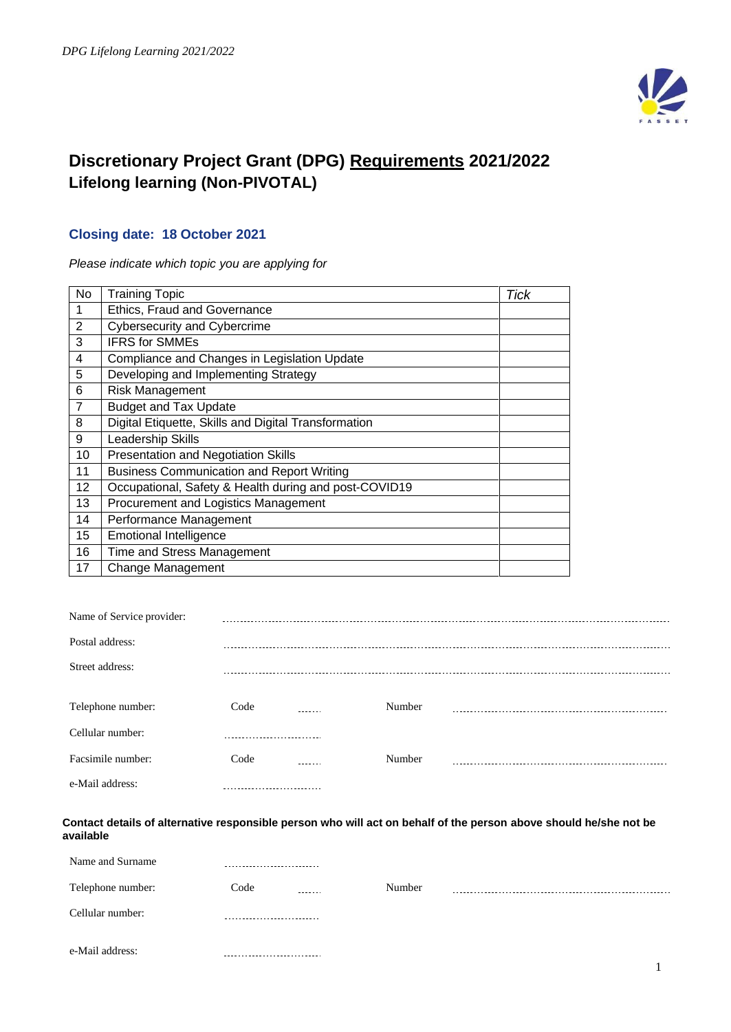# Discretionary Project Grant (DPG) <u>Requirements</u> 2021/2022
# Lifelong learning (Non-PIVOTAL)

### Closing date: 18 October 2021

*Please indicate which topic you are applying for*

| No | Training Topic | *Tick* |
|---|---|---|
| 1 | Ethics, Fraud and Governance | |
| 2 | Cybersecurity and Cybercrime | |
| 3 | IFRS for SMMEs | |
| 4 | Compliance and Changes in Legislation Update | |
| 5 | Developing and Implementing Strategy | |
| 6 | Risk Management | |
| 7 | Budget and Tax Update | |
| 8 | Digital Etiquette, Skills and Digital Transformation | |
| 9 | Leadership Skills | |
| 10 | Presentation and Negotiation Skills | |
| 11 | Business Communication and Report Writing | |
| 12 | Occupational, Safety & Health during and post-COVID19 | |
| 13 | Procurement and Logistics Management | |
| 14 | Performance Management | |
| 15 | Emotional Intelligence | |
| 16 | Time and Stress Management | |
| 17 | Change Management | |

Name of Service provider: ..................................................

Postal address: ..................................................

Street address: ..................................................

Telephone number: Code ........ Number ..................................................

Cellular number: ..................................................

Facsimile number: Code ........ Number ..................................................

e-Mail address: ..................................................

**Contact details of alternative responsible person who will act on behalf of the person above should he/she not be available**

Name and Surname ..................................................

Telephone number: Code ........ Number ..................................................

Cellular number: ..................................................

e-Mail address: ..................................................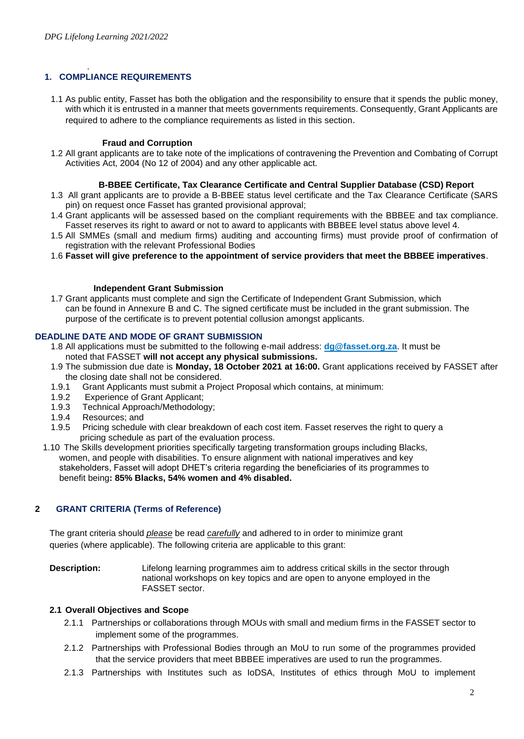## 1. COMPLIANCE REQUIREMENTS

1.1 As public entity, Fasset has both the obligation and the responsibility to ensure that it spends the public money, with which it is entrusted in a manner that meets governments requirements. Consequently, Grant Applicants are required to adhere to the compliance requirements as listed in this section.

**Fraud and Corruption**

1.2 All grant applicants are to take note of the implications of contravening the Prevention and Combating of Corrupt Activities Act, 2004 (No 12 of 2004) and any other applicable act.

**B-BBEE Certificate, Tax Clearance Certificate and Central Supplier Database (CSD) Report**

1.3 All grant applicants are to provide a B-BBEE status level certificate and the Tax Clearance Certificate (SARS pin) on request once Fasset has granted provisional approval;

1.4 Grant applicants will be assessed based on the compliant requirements with the BBBEE and tax compliance. Fasset reserves its right to award or not to award to applicants with BBBEE level status above level 4.

1.5 All SMMEs (small and medium firms) auditing and accounting firms) must provide proof of confirmation of registration with the relevant Professional Bodies

1.6 **Fasset will give preference to the appointment of service providers that meet the BBBEE imperatives**.

**Independent Grant Submission**

1.7 Grant applicants must complete and sign the Certificate of Independent Grant Submission, which can be found in Annexure B and C. The signed certificate must be included in the grant submission. The purpose of the certificate is to prevent potential collusion amongst applicants.

### DEADLINE DATE AND MODE OF GRANT SUBMISSION

1.8 All applications must be submitted to the following e-mail address: **dg@fasset.org.za**. It must be noted that FASSET **will not accept any physical submissions.**

1.9 The submission due date is **Monday, 18 October 2021 at 16:00.** Grant applications received by FASSET after the closing date shall not be considered.

1.9.1 Grant Applicants must submit a Project Proposal which contains, at minimum:

1.9.2 Experience of Grant Applicant;

1.9.3 Technical Approach/Methodology;

1.9.4 Resources; and

1.9.5 Pricing schedule with clear breakdown of each cost item. Fasset reserves the right to query a pricing schedule as part of the evaluation process.

1.10 The Skills development priorities specifically targeting transformation groups including Blacks, women, and people with disabilities. To ensure alignment with national imperatives and key stakeholders, Fasset will adopt DHET's criteria regarding the beneficiaries of its programmes to benefit being**: 85% Blacks, 54% women and 4% disabled.**

## 2 GRANT CRITERIA (Terms of Reference)

The grant criteria should _please_ be read _carefully_ and adhered to in order to minimize grant queries (where applicable). The following criteria are applicable to this grant:

**Description:** Lifelong learning programmes aim to address critical skills in the sector through national workshops on key topics and are open to anyone employed in the FASSET sector.

### 2.1 Overall Objectives and Scope

2.1.1 Partnerships or collaborations through MOUs with small and medium firms in the FASSET sector to implement some of the programmes.

2.1.2 Partnerships with Professional Bodies through an MoU to run some of the programmes provided that the service providers that meet BBBEE imperatives are used to run the programmes.

2.1.3 Partnerships with Institutes such as IoDSA, Institutes of ethics through MoU to implement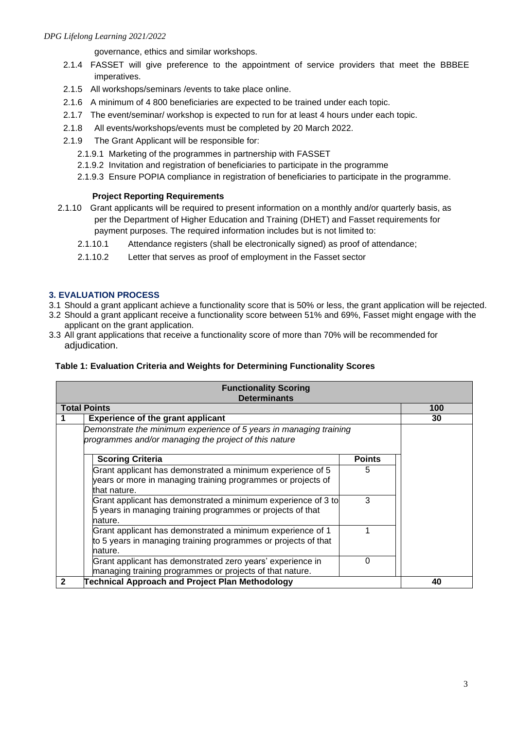governance, ethics and similar workshops.

2.1.4 FASSET will give preference to the appointment of service providers that meet the BBBEE imperatives.

2.1.5 All workshops/seminars /events to take place online.

2.1.6 A minimum of 4 800 beneficiaries are expected to be trained under each topic.

2.1.7 The event/seminar/ workshop is expected to run for at least 4 hours under each topic.

2.1.8 All events/workshops/events must be completed by 20 March 2022.

2.1.9 The Grant Applicant will be responsible for:

- 2.1.9.1 Marketing of the programmes in partnership with FASSET
- 2.1.9.2 Invitation and registration of beneficiaries to participate in the programme
- 2.1.9.3 Ensure POPIA compliance in registration of beneficiaries to participate in the programme.

**Project Reporting Requirements**

2.1.10 Grant applicants will be required to present information on a monthly and/or quarterly basis, as per the Department of Higher Education and Training (DHET) and Fasset requirements for payment purposes. The required information includes but is not limited to:

- 2.1.10.1 Attendance registers (shall be electronically signed) as proof of attendance;
- 2.1.10.2 Letter that serves as proof of employment in the Fasset sector

## 3. EVALUATION PROCESS

3.1 Should a grant applicant achieve a functionality score that is 50% or less, the grant application will be rejected.

3.2 Should a grant applicant receive a functionality score between 51% and 69%, Fasset might engage with the applicant on the grant application.

3.3 All grant applications that receive a functionality score of more than 70% will be recommended for adjudication.

**Table 1: Evaluation Criteria and Weights for Determining Functionality Scores**

| Functionality Scoring Determinants | | | |
|---|---|---|---|
| **Total Points** | | | **100** |
| **1** | **Experience of the grant applicant** | | **30** |
| | *Demonstrate the minimum experience of 5 years in managing training programmes and/or managing the project of this nature* | | |
| | **Scoring Criteria** | **Points** | |
| | Grant applicant has demonstrated a minimum experience of 5 years or more in managing training programmes or projects of that nature. | 5 | |
| | Grant applicant has demonstrated a minimum experience of 3 to 5 years in managing training programmes or projects of that nature. | 3 | |
| | Grant applicant has demonstrated a minimum experience of 1 to 5 years in managing training programmes or projects of that nature. | 1 | |
| | Grant applicant has demonstrated zero years' experience in managing training programmes or projects of that nature. | 0 | |
| **2** | **Technical Approach and Project Plan Methodology** | | **40** |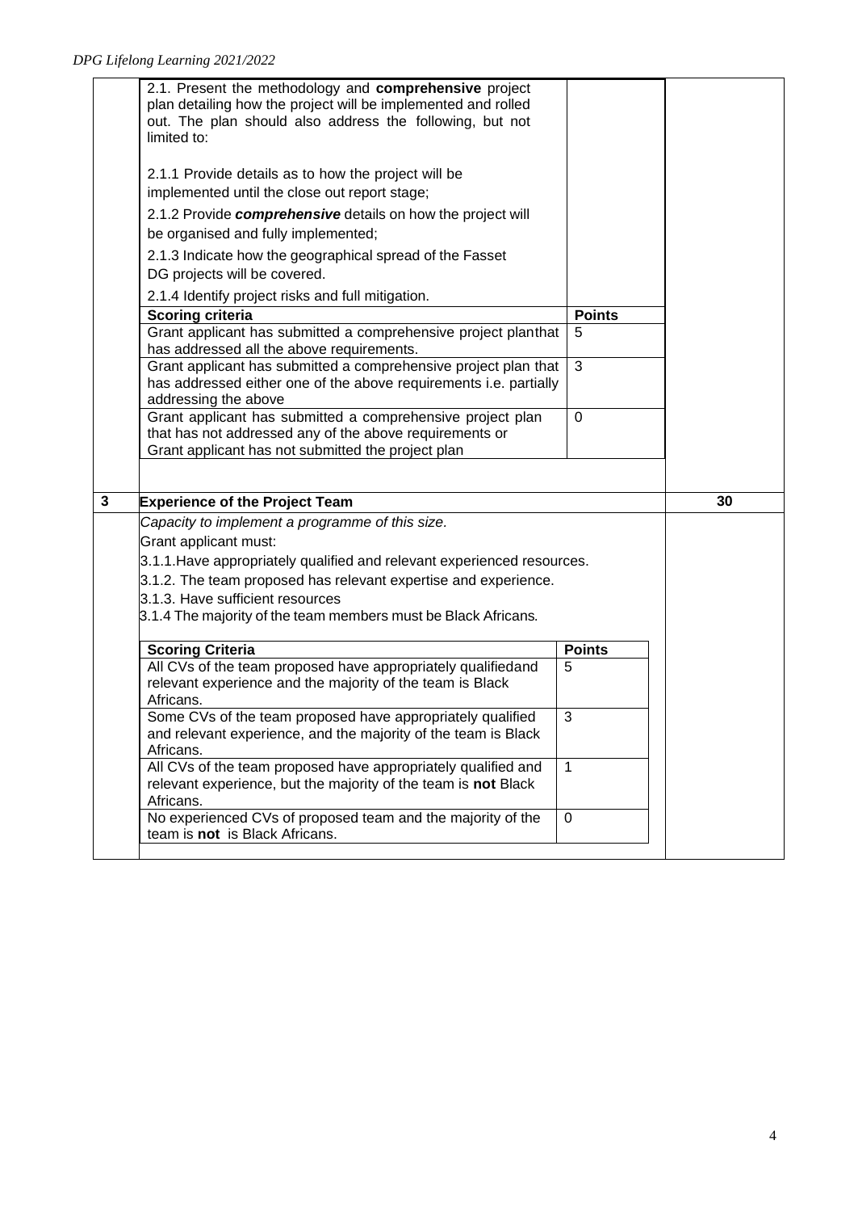| | | | |
|---|---|---|---|
| | 2.1. Present the methodology and **comprehensive** project plan detailing how the project will be implemented and rolled out. The plan should also address the following, but not limited to:<br><br>2.1.1 Provide details as to how the project will be implemented until the close out report stage;<br>2.1.2 Provide ***comprehensive*** details on how the project will be organised and fully implemented;<br>2.1.3 Indicate how the geographical spread of the Fasset DG projects will be covered.<br>2.1.4 Identify project risks and full mitigation. | | |
| | **Scoring criteria** | **Points** | |
| | Grant applicant has submitted a comprehensive project planthat has addressed all the above requirements. | 5 | |
| | Grant applicant has submitted a comprehensive project plan that has addressed either one of the above requirements i.e. partially addressing the above | 3 | |
| | Grant applicant has submitted a comprehensive project plan that has not addressed any of the above requirements or Grant applicant has not submitted the project plan | 0 | |
| **3** | **Experience of the Project Team** | | **30** |
| | *Capacity to implement a programme of this size.*<br>Grant applicant must:<br>3.1.1.Have appropriately qualified and relevant experienced resources.<br>3.1.2. The team proposed has relevant expertise and experience.<br>3.1.3. Have sufficient resources<br>3.1.4 The majority of the team members must be Black Africans. | | |
| | **Scoring Criteria** | **Points** | |
| | All CVs of the team proposed have appropriately qualifiedand relevant experience and the majority of the team is Black Africans. | 5 | |
| | Some CVs of the team proposed have appropriately qualified and relevant experience, and the majority of the team is Black Africans. | 3 | |
| | All CVs of the team proposed have appropriately qualified and relevant experience, but the majority of the team is **not** Black Africans. | 1 | |
| | No experienced CVs of proposed team and the majority of the team is **not** is Black Africans. | 0 | |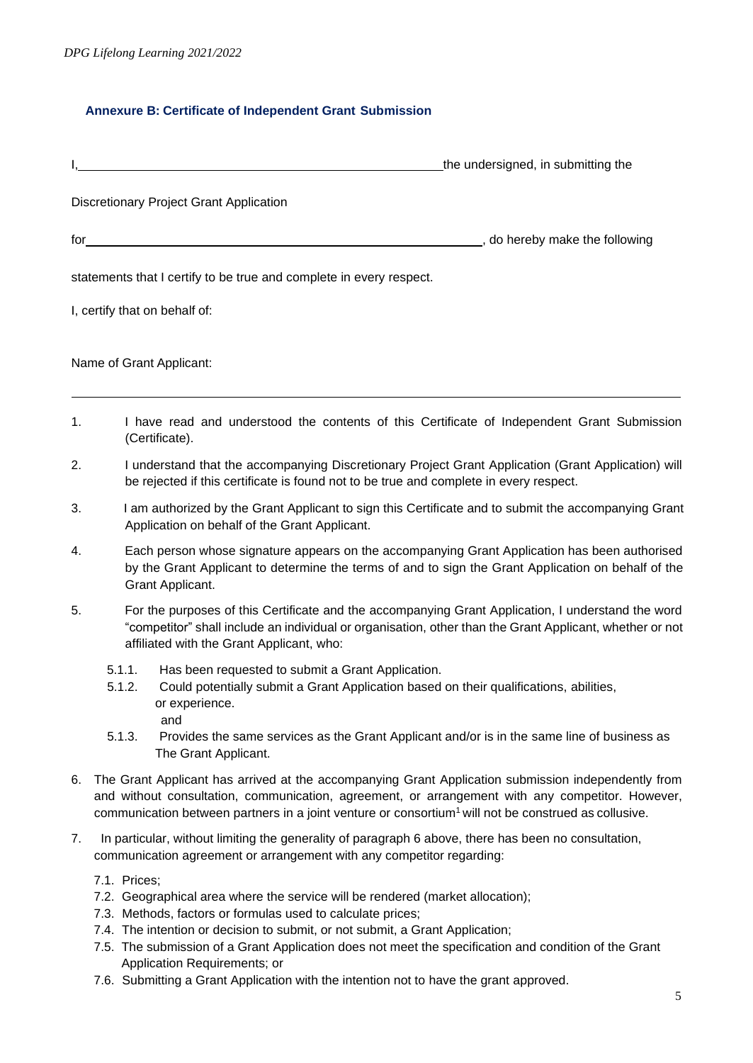## Annexure B: Certificate of Independent Grant Submission

I,\_\_\_\_\_\_\_\_\_\_\_\_\_\_\_\_\_\_\_\_\_\_\_\_\_\_\_\_\_\_\_\_\_\_\_\_\_\_\_\_\_\_\_\_\_\_\_\_the undersigned, in submitting the

Discretionary Project Grant Application

for\_\_\_\_\_\_\_\_\_\_\_\_\_\_\_\_\_\_\_\_\_\_\_\_\_\_\_\_\_\_\_\_\_\_\_\_\_\_\_\_\_\_\_\_\_\_\_\_\_\_\_\_\_\_, do hereby make the following

statements that I certify to be true and complete in every respect.

I, certify that on behalf of:

Name of Grant Applicant:

\_\_\_\_\_\_\_\_\_\_\_\_\_\_\_\_\_\_\_\_\_\_\_\_\_\_\_\_\_\_\_\_\_\_\_\_\_\_\_\_\_\_\_\_\_\_\_\_\_\_\_\_\_\_\_\_\_\_\_\_\_\_\_\_\_\_\_\_\_\_\_\_\_\_\_\_\_\_

1. I have read and understood the contents of this Certificate of Independent Grant Submission (Certificate).
2. I understand that the accompanying Discretionary Project Grant Application (Grant Application) will be rejected if this certificate is found not to be true and complete in every respect.
3. I am authorized by the Grant Applicant to sign this Certificate and to submit the accompanying Grant Application on behalf of the Grant Applicant.
4. Each person whose signature appears on the accompanying Grant Application has been authorised by the Grant Applicant to determine the terms of and to sign the Grant Application on behalf of the Grant Applicant.
5. For the purposes of this Certificate and the accompanying Grant Application, I understand the word "competitor" shall include an individual or organisation, other than the Grant Applicant, whether or not affiliated with the Grant Applicant, who:
   - 5.1.1. Has been requested to submit a Grant Application.
   - 5.1.2. Could potentially submit a Grant Application based on their qualifications, abilities, or experience. and
   - 5.1.3. Provides the same services as the Grant Applicant and/or is in the same line of business as The Grant Applicant.
6. The Grant Applicant has arrived at the accompanying Grant Application submission independently from and without consultation, communication, agreement, or arrangement with any competitor. However, communication between partners in a joint venture or consortium[1] will not be construed as collusive.
7. In particular, without limiting the generality of paragraph 6 above, there has been no consultation, communication agreement or arrangement with any competitor regarding:
   - 7.1. Prices;
   - 7.2. Geographical area where the service will be rendered (market allocation);
   - 7.3. Methods, factors or formulas used to calculate prices;
   - 7.4. The intention or decision to submit, or not submit, a Grant Application;
   - 7.5. The submission of a Grant Application does not meet the specification and condition of the Grant Application Requirements; or
   - 7.6. Submitting a Grant Application with the intention not to have the grant approved.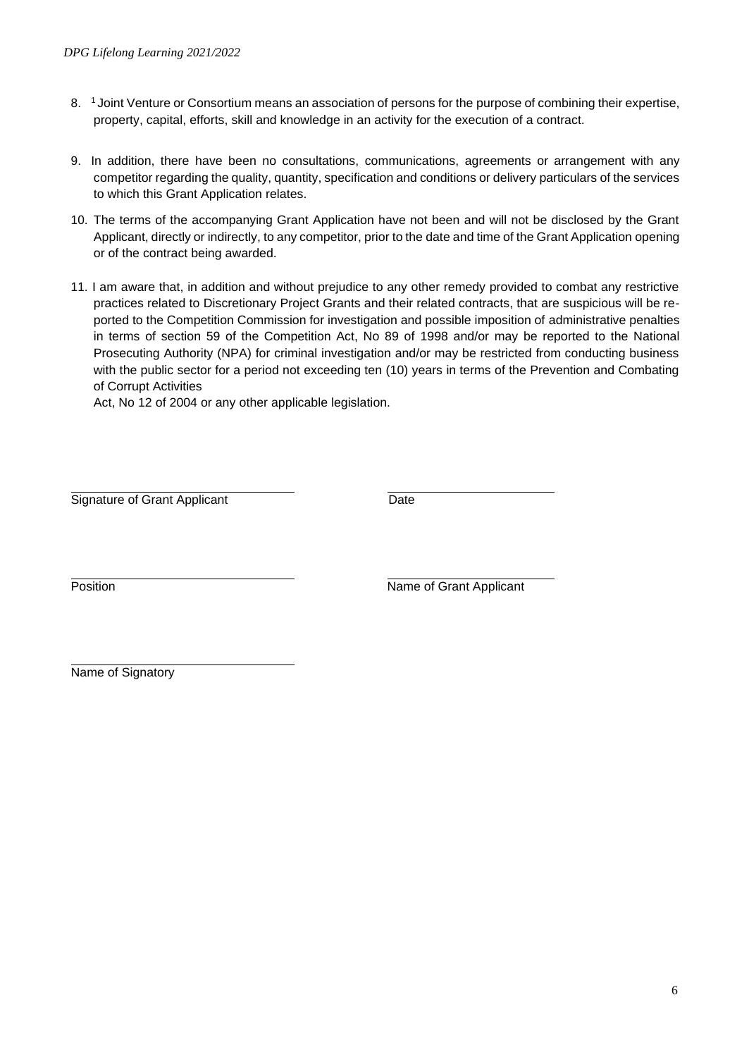8. [1] Joint Venture or Consortium means an association of persons for the purpose of combining their expertise, property, capital, efforts, skill and knowledge in an activity for the execution of a contract.

9. In addition, there have been no consultations, communications, agreements or arrangement with any competitor regarding the quality, quantity, specification and conditions or delivery particulars of the services to which this Grant Application relates.

10. The terms of the accompanying Grant Application have not been and will not be disclosed by the Grant Applicant, directly or indirectly, to any competitor, prior to the date and time of the Grant Application opening or of the contract being awarded.

11. I am aware that, in addition and without prejudice to any other remedy provided to combat any restrictive practices related to Discretionary Project Grants and their related contracts, that are suspicious will be reported to the Competition Commission for investigation and possible imposition of administrative penalties in terms of section 59 of the Competition Act, No 89 of 1998 and/or may be reported to the National Prosecuting Authority (NPA) for criminal investigation and/or may be restricted from conducting business with the public sector for a period not exceeding ten (10) years in terms of the Prevention and Combating of Corrupt Activities
    Act, No 12 of 2004 or any other applicable legislation.

\_\_\_\_\_\_\_\_\_\_\_\_\_\_\_\_\_\_\_\_\_\_\_\_\_\_\_\_
Signature of Grant Applicant

\_\_\_\_\_\_\_\_\_\_\_\_\_\_\_\_\_\_\_\_\_\_\_\_\_\_\_\_
Date

\_\_\_\_\_\_\_\_\_\_\_\_\_\_\_\_\_\_\_\_\_\_\_\_\_\_\_\_
Position

\_\_\_\_\_\_\_\_\_\_\_\_\_\_\_\_\_\_\_\_\_\_\_\_\_\_\_\_
Name of Grant Applicant

\_\_\_\_\_\_\_\_\_\_\_\_\_\_\_\_\_\_\_\_\_\_\_\_\_\_\_\_
Name of Signatory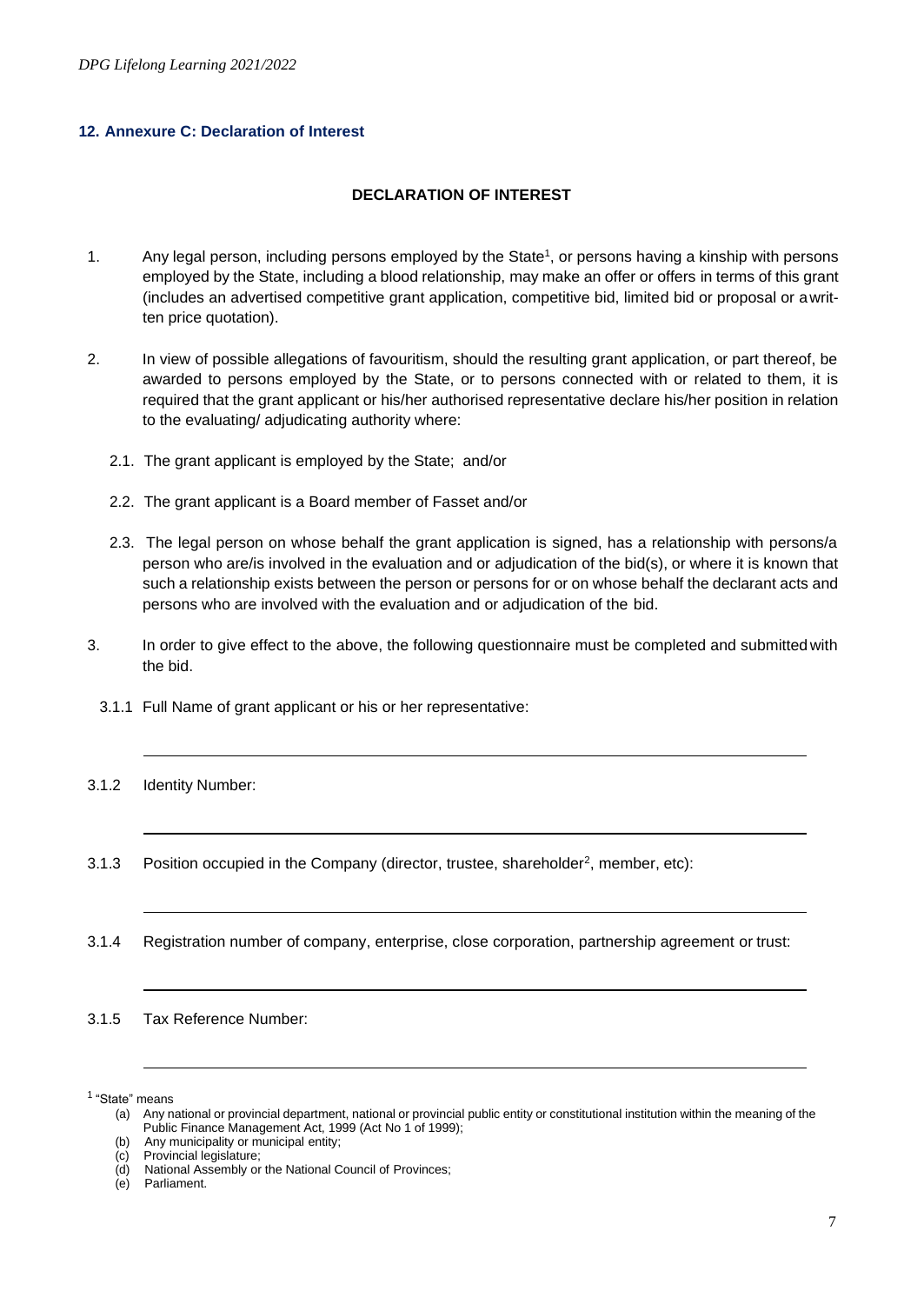## 12. Annexure C: Declaration of Interest

**DECLARATION OF INTEREST**

1. Any legal person, including persons employed by the State[1], or persons having a kinship with persons employed by the State, including a blood relationship, may make an offer or offers in terms of this grant (includes an advertised competitive grant application, competitive bid, limited bid or proposal or a written price quotation).

2. In view of possible allegations of favouritism, should the resulting grant application, or part thereof, be awarded to persons employed by the State, or to persons connected with or related to them, it is required that the grant applicant or his/her authorised representative declare his/her position in relation to the evaluating/ adjudicating authority where:

   2.1. The grant applicant is employed by the State; and/or

   2.2. The grant applicant is a Board member of Fasset and/or

   2.3. The legal person on whose behalf the grant application is signed, has a relationship with persons/a person who are/is involved in the evaluation and or adjudication of the bid(s), or where it is known that such a relationship exists between the person or persons for or on whose behalf the declarant acts and persons who are involved with the evaluation and or adjudication of the bid.

3. In order to give effect to the above, the following questionnaire must be completed and submitted with the bid.

   3.1.1 Full Name of grant applicant or his or her representative:

   ______________________________________________

   3.1.2 Identity Number:

   ______________________________________________

   3.1.3 Position occupied in the Company (director, trustee, shareholder[2], member, etc):

   ______________________________________________

   3.1.4 Registration number of company, enterprise, close corporation, partnership agreement or trust:

   ______________________________________________

   3.1.5 Tax Reference Number:

   ______________________________________________

---

[1] "State" means

(a) Any national or provincial department, national or provincial public entity or constitutional institution within the meaning of the Public Finance Management Act, 1999 (Act No 1 of 1999);
(b) Any municipality or municipal entity;
(c) Provincial legislature;
(d) National Assembly or the National Council of Provinces;
(e) Parliament.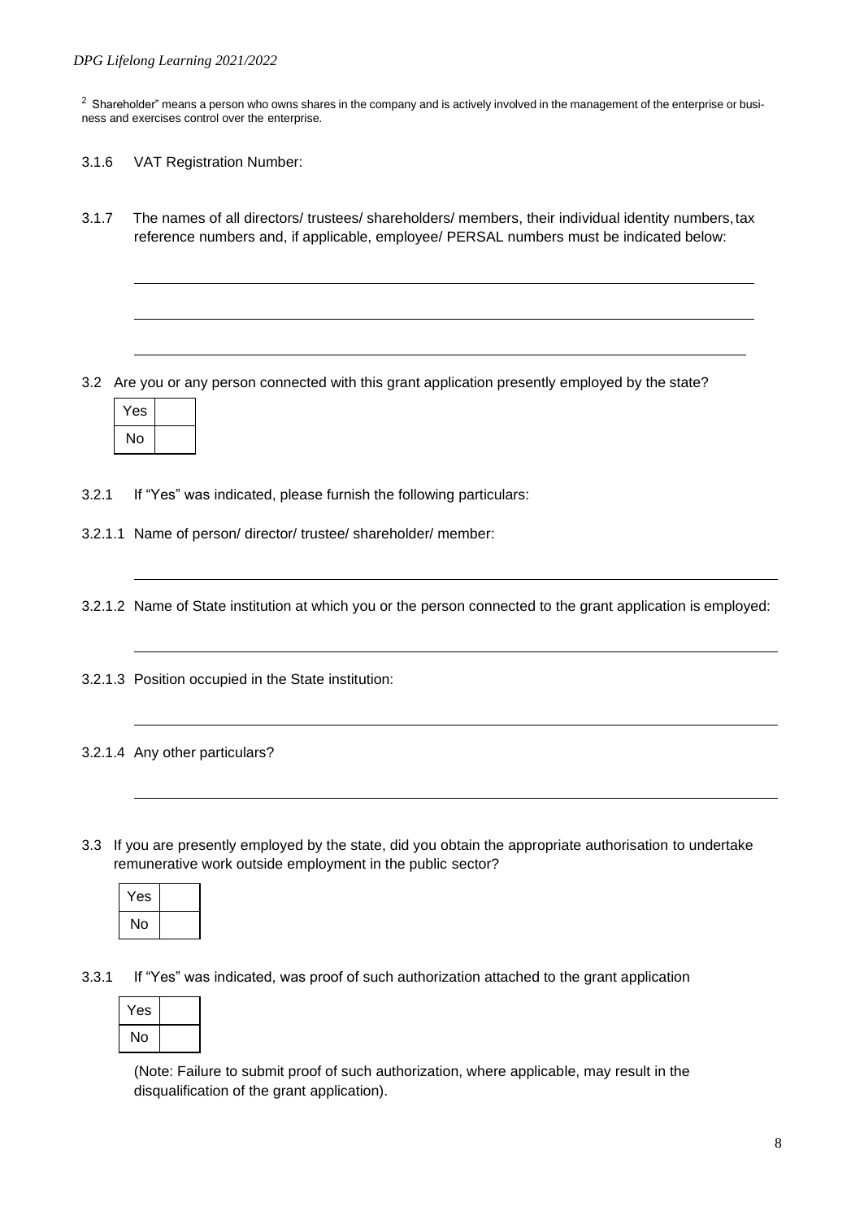[2] Shareholder" means a person who owns shares in the company and is actively involved in the management of the enterprise or business and exercises control over the enterprise.

3.1.6 VAT Registration Number:

3.1.7 The names of all directors/ trustees/ shareholders/ members, their individual identity numbers, tax reference numbers and, if applicable, employee/ PERSAL numbers must be indicated below:

______________________________________________________________________

______________________________________________________________________

______________________________________________________________________

3.2 Are you or any person connected with this grant application presently employed by the state?

| Yes | |
|---|---|
| No | |

3.2.1 If "Yes" was indicated, please furnish the following particulars:

3.2.1.1 Name of person/ director/ trustee/ shareholder/ member:

______________________________________________________________________

3.2.1.2 Name of State institution at which you or the person connected to the grant application is employed:

______________________________________________________________________

3.2.1.3 Position occupied in the State institution:

______________________________________________________________________

3.2.1.4 Any other particulars?

______________________________________________________________________

3.3 If you are presently employed by the state, did you obtain the appropriate authorisation to undertake remunerative work outside employment in the public sector?

| Yes | |
|---|---|
| No | |

3.3.1 If "Yes" was indicated, was proof of such authorization attached to the grant application

| Yes | |
|---|---|
| No | |

(Note: Failure to submit proof of such authorization, where applicable, may result in the disqualification of the grant application).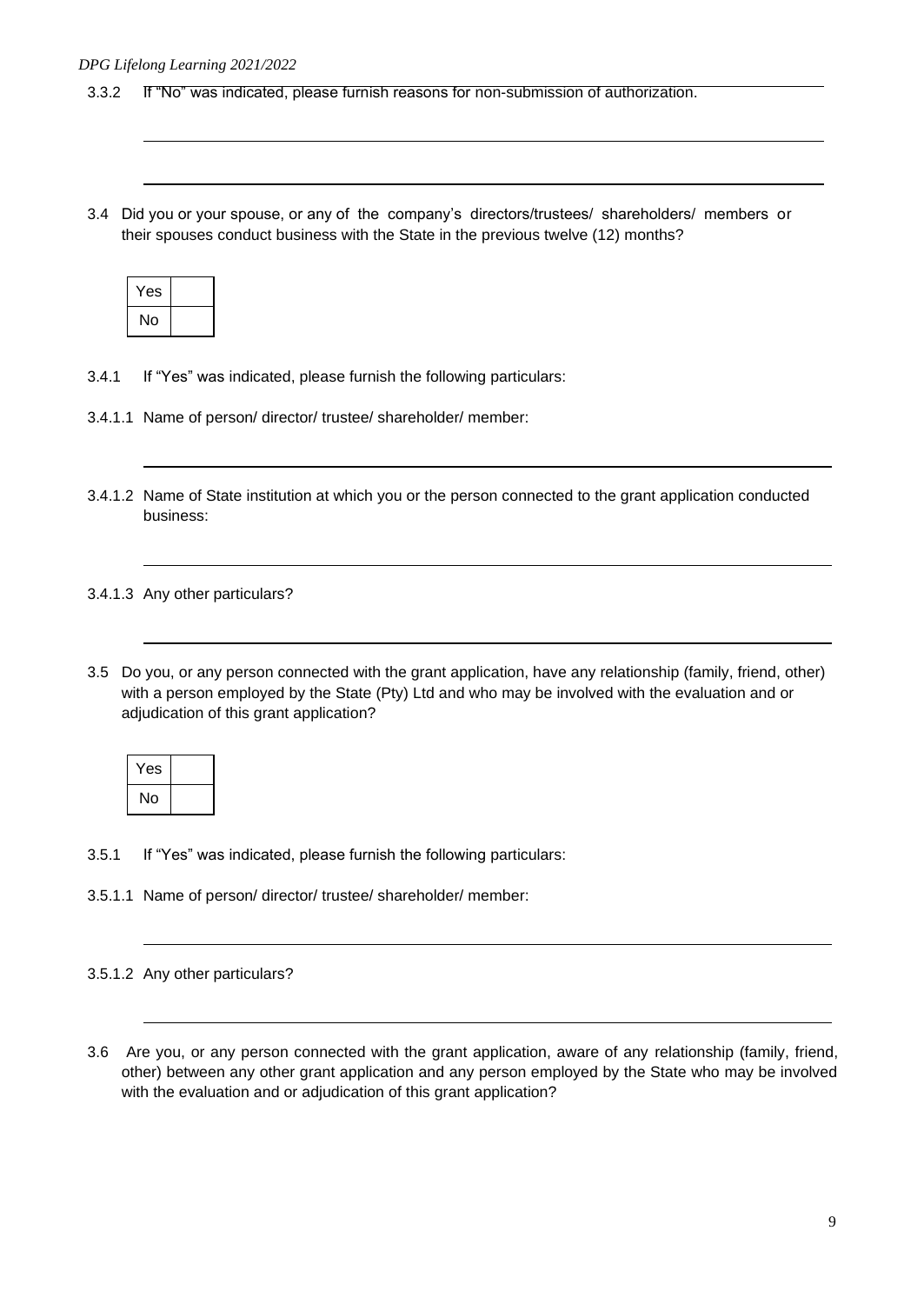3.3.2 If "No" was indicated, please furnish reasons for non-submission of authorization.

3.4 Did you or your spouse, or any of the company's directors/trustees/ shareholders/ members or their spouses conduct business with the State in the previous twelve (12) months?

| Yes | |
|---|---|
| No | |

3.4.1 If "Yes" was indicated, please furnish the following particulars:

3.4.1.1 Name of person/ director/ trustee/ shareholder/ member:

3.4.1.2 Name of State institution at which you or the person connected to the grant application conducted business:

3.4.1.3 Any other particulars?

3.5 Do you, or any person connected with the grant application, have any relationship (family, friend, other) with a person employed by the State (Pty) Ltd and who may be involved with the evaluation and or adjudication of this grant application?

| Yes | |
|---|---|
| No | |

3.5.1 If "Yes" was indicated, please furnish the following particulars:

3.5.1.1 Name of person/ director/ trustee/ shareholder/ member:

3.5.1.2 Any other particulars?

3.6 Are you, or any person connected with the grant application, aware of any relationship (family, friend, other) between any other grant application and any person employed by the State who may be involved with the evaluation and or adjudication of this grant application?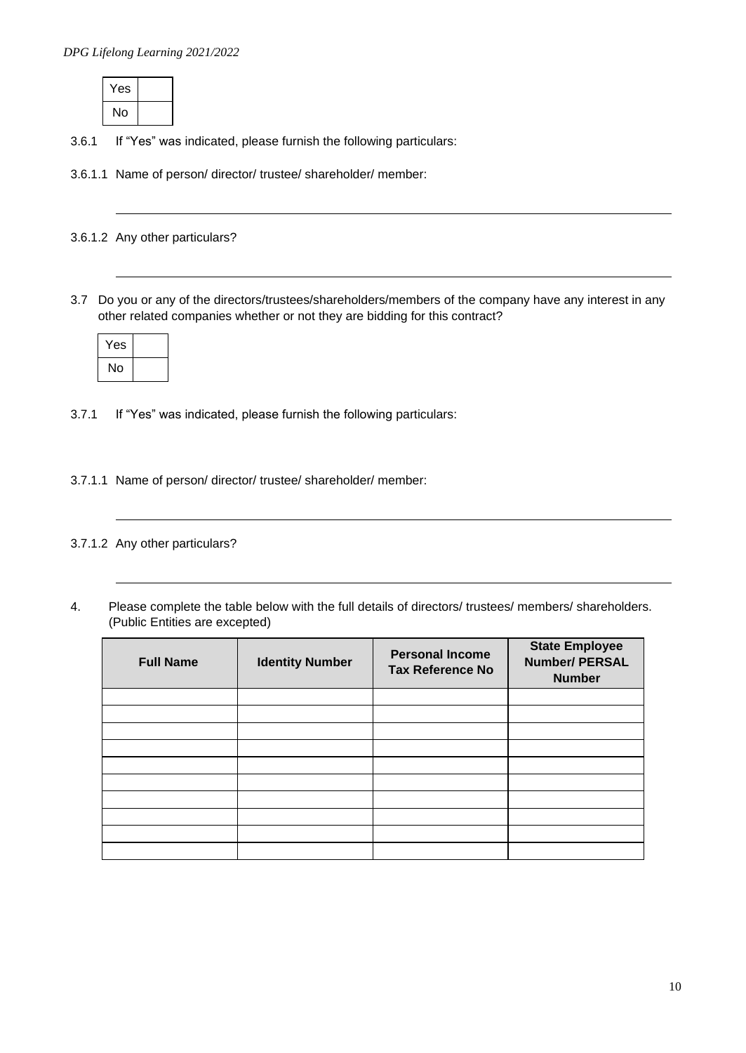| Yes | |
|---|---|
| No | |

3.6.1 If "Yes" was indicated, please furnish the following particulars:

3.6.1.1 Name of person/ director/ trustee/ shareholder/ member:

_______________________________________________________________________________

3.6.1.2 Any other particulars?

_______________________________________________________________________________

3.7 Do you or any of the directors/trustees/shareholders/members of the company have any interest in any other related companies whether or not they are bidding for this contract?

| Yes | |
|---|---|
| No | |

3.7.1 If "Yes" was indicated, please furnish the following particulars:

3.7.1.1 Name of person/ director/ trustee/ shareholder/ member:

_______________________________________________________________________________

3.7.1.2 Any other particulars?

_______________________________________________________________________________

4. Please complete the table below with the full details of directors/ trustees/ members/ shareholders. (Public Entities are excepted)

| Full Name | Identity Number | Personal Income Tax Reference No | State Employee Number/ PERSAL Number |
|---|---|---|---|
| | | | |
| | | | |
| | | | |
| | | | |
| | | | |
| | | | |
| | | | |
| | | | |
| | | | |
| | | | |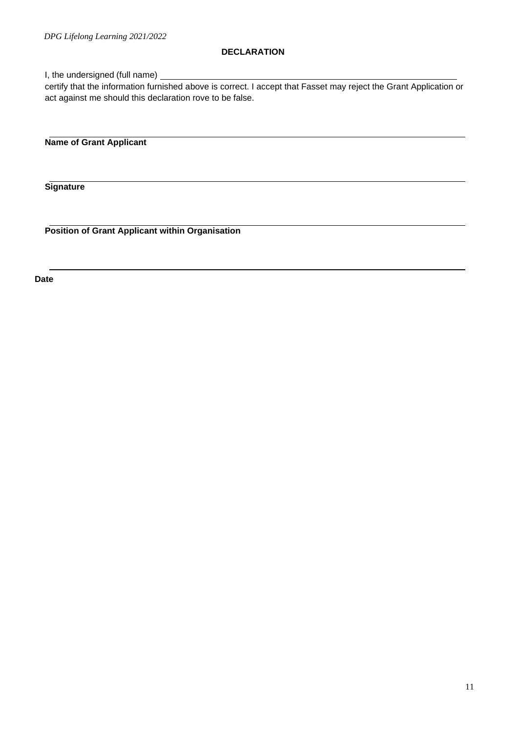**DECLARATION**

I, the undersigned (full name) ______________________________________________

certify that the information furnished above is correct. I accept that Fasset may reject the Grant Application or act against me should this declaration rove to be false.

______________________________________________

**Name of Grant Applicant**

______________________________________________

**Signature**

______________________________________________

**Position of Grant Applicant within Organisation**

______________________________________________

**Date**